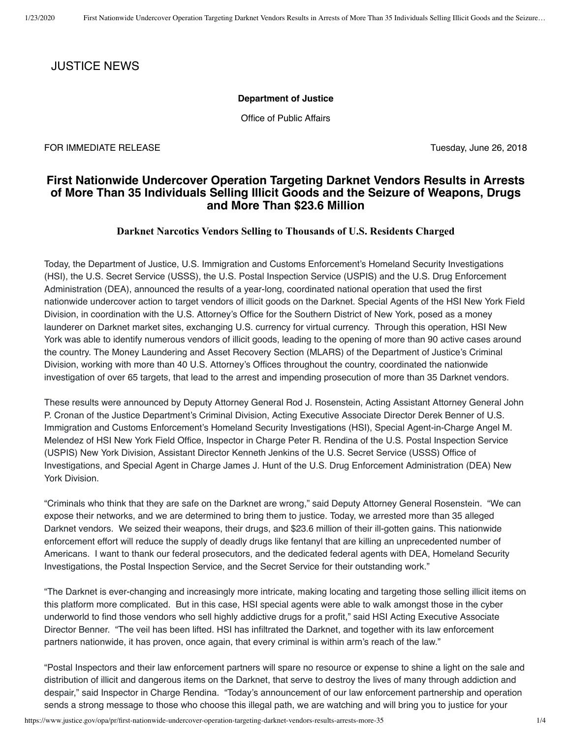JUSTICE NEWS

**Department of Justice**

Office of Public Affairs

FOR IMMEDIATE RELEASE Tuesday, June 26, 2018

# First Nationwide Undercover Operation Targeting Darknet Vendors Results in Arrests of More Than 35 Individuals Selling Illicit Goods and the Seizure of Weapons, Drugs and More Than $23.6 Million

## Darknet Narcotics Vendors Selling to Thousands of U.S. Residents Charged

Today, the Department of Justice, U.S. Immigration and Customs Enforcement's Homeland Security Investigations (HSI), the U.S. Secret Service (USSS), the U.S. Postal Inspection Service (USPIS) and the U.S. Drug Enforcement Administration (DEA), announced the results of a year-long, coordinated national operation that used the first nationwide undercover action to target vendors of illicit goods on the Darknet. Special Agents of the HSI New York Field Division, in coordination with the U.S. Attorney's Office for the Southern District of New York, posed as a money launderer on Darknet market sites, exchanging U.S. currency for virtual currency. Through this operation, HSI New York was able to identify numerous vendors of illicit goods, leading to the opening of more than 90 active cases around the country. The Money Laundering and Asset Recovery Section (MLARS) of the Department of Justice's Criminal Division, working with more than 40 U.S. Attorney's Offices throughout the country, coordinated the nationwide investigation of over 65 targets, that lead to the arrest and impending prosecution of more than 35 Darknet vendors.

These results were announced by Deputy Attorney General Rod J. Rosenstein, Acting Assistant Attorney General John P. Cronan of the Justice Department's Criminal Division, Acting Executive Associate Director Derek Benner of U.S. Immigration and Customs Enforcement's Homeland Security Investigations (HSI), Special Agent-in-Charge Angel M. Melendez of HSI New York Field Office, Inspector in Charge Peter R. Rendina of the U.S. Postal Inspection Service (USPIS) New York Division, Assistant Director Kenneth Jenkins of the U.S. Secret Service (USSS) Office of Investigations, and Special Agent in Charge James J. Hunt of the U.S. Drug Enforcement Administration (DEA) New York Division.

"Criminals who think that they are safe on the Darknet are wrong," said Deputy Attorney General Rosenstein. "We can expose their networks, and we are determined to bring them to justice. Today, we arrested more than 35 alleged Darknet vendors. We seized their weapons, their drugs, and $23.6 million of their ill-gotten gains. This nationwide enforcement effort will reduce the supply of deadly drugs like fentanyl that are killing an unprecedented number of Americans. I want to thank our federal prosecutors, and the dedicated federal agents with DEA, Homeland Security Investigations, the Postal Inspection Service, and the Secret Service for their outstanding work."

"The Darknet is ever-changing and increasingly more intricate, making locating and targeting those selling illicit items on this platform more complicated. But in this case, HSI special agents were able to walk amongst those in the cyber underworld to find those vendors who sell highly addictive drugs for a profit," said HSI Acting Executive Associate Director Benner. "The veil has been lifted. HSI has infiltrated the Darknet, and together with its law enforcement partners nationwide, it has proven, once again, that every criminal is within arm's reach of the law."

"Postal Inspectors and their law enforcement partners will spare no resource or expense to shine a light on the sale and distribution of illicit and dangerous items on the Darknet, that serve to destroy the lives of many through addiction and despair," said Inspector in Charge Rendina. "Today's announcement of our law enforcement partnership and operation sends a strong message to those who choose this illegal path, we are watching and will bring you to justice for your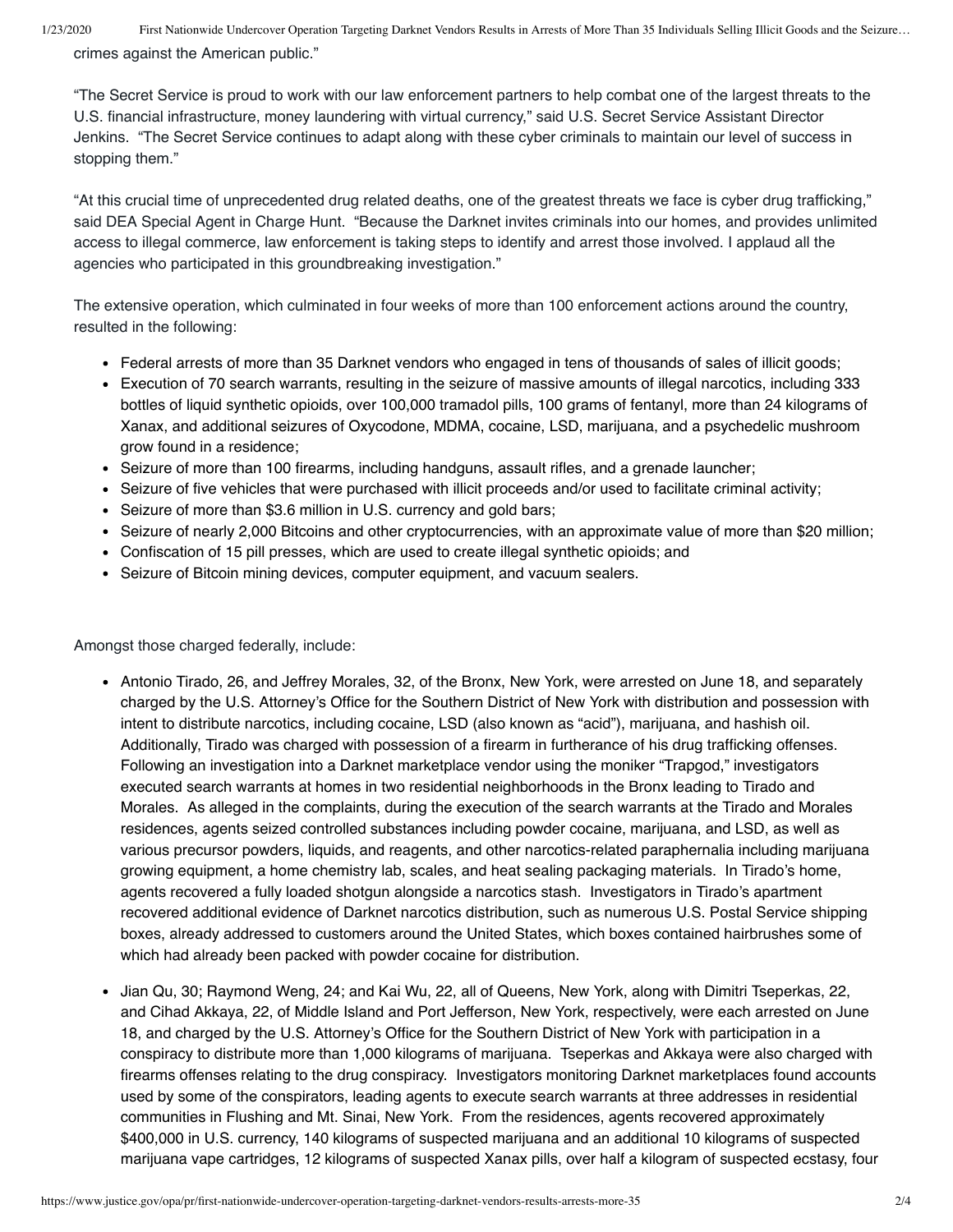crimes against the American public."

"The Secret Service is proud to work with our law enforcement partners to help combat one of the largest threats to the U.S. financial infrastructure, money laundering with virtual currency," said U.S. Secret Service Assistant Director Jenkins. "The Secret Service continues to adapt along with these cyber criminals to maintain our level of success in stopping them."

"At this crucial time of unprecedented drug related deaths, one of the greatest threats we face is cyber drug trafficking," said DEA Special Agent in Charge Hunt. "Because the Darknet invites criminals into our homes, and provides unlimited access to illegal commerce, law enforcement is taking steps to identify and arrest those involved. I applaud all the agencies who participated in this groundbreaking investigation."

The extensive operation, which culminated in four weeks of more than 100 enforcement actions around the country, resulted in the following:

- Federal arrests of more than 35 Darknet vendors who engaged in tens of thousands of sales of illicit goods;
- Execution of 70 search warrants, resulting in the seizure of massive amounts of illegal narcotics, including 333 bottles of liquid synthetic opioids, over 100,000 tramadol pills, 100 grams of fentanyl, more than 24 kilograms of Xanax, and additional seizures of Oxycodone, MDMA, cocaine, LSD, marijuana, and a psychedelic mushroom grow found in a residence;
- Seizure of more than 100 firearms, including handguns, assault rifles, and a grenade launcher;
- Seizure of five vehicles that were purchased with illicit proceeds and/or used to facilitate criminal activity;
- Seizure of more than $3.6 million in U.S. currency and gold bars;
- Seizure of nearly 2,000 Bitcoins and other cryptocurrencies, with an approximate value of more than $20 million;
- Confiscation of 15 pill presses, which are used to create illegal synthetic opioids; and
- Seizure of Bitcoin mining devices, computer equipment, and vacuum sealers.

Amongst those charged federally, include:

- Antonio Tirado, 26, and Jeffrey Morales, 32, of the Bronx, New York, were arrested on June 18, and separately charged by the U.S. Attorney's Office for the Southern District of New York with distribution and possession with intent to distribute narcotics, including cocaine, LSD (also known as "acid"), marijuana, and hashish oil. Additionally, Tirado was charged with possession of a firearm in furtherance of his drug trafficking offenses. Following an investigation into a Darknet marketplace vendor using the moniker "Trapgod," investigators executed search warrants at homes in two residential neighborhoods in the Bronx leading to Tirado and Morales. As alleged in the complaints, during the execution of the search warrants at the Tirado and Morales residences, agents seized controlled substances including powder cocaine, marijuana, and LSD, as well as various precursor powders, liquids, and reagents, and other narcotics-related paraphernalia including marijuana growing equipment, a home chemistry lab, scales, and heat sealing packaging materials. In Tirado's home, agents recovered a fully loaded shotgun alongside a narcotics stash. Investigators in Tirado's apartment recovered additional evidence of Darknet narcotics distribution, such as numerous U.S. Postal Service shipping boxes, already addressed to customers around the United States, which boxes contained hairbrushes some of which had already been packed with powder cocaine for distribution.

- Jian Qu, 30; Raymond Weng, 24; and Kai Wu, 22, all of Queens, New York, along with Dimitri Tseperkas, 22, and Cihad Akkaya, 22, of Middle Island and Port Jefferson, New York, respectively, were each arrested on June 18, and charged by the U.S. Attorney's Office for the Southern District of New York with participation in a conspiracy to distribute more than 1,000 kilograms of marijuana. Tseperkas and Akkaya were also charged with firearms offenses relating to the drug conspiracy. Investigators monitoring Darknet marketplaces found accounts used by some of the conspirators, leading agents to execute search warrants at three addresses in residential communities in Flushing and Mt. Sinai, New York. From the residences, agents recovered approximately $400,000 in U.S. currency, 140 kilograms of suspected marijuana and an additional 10 kilograms of suspected marijuana vape cartridges, 12 kilograms of suspected Xanax pills, over half a kilogram of suspected ecstasy, four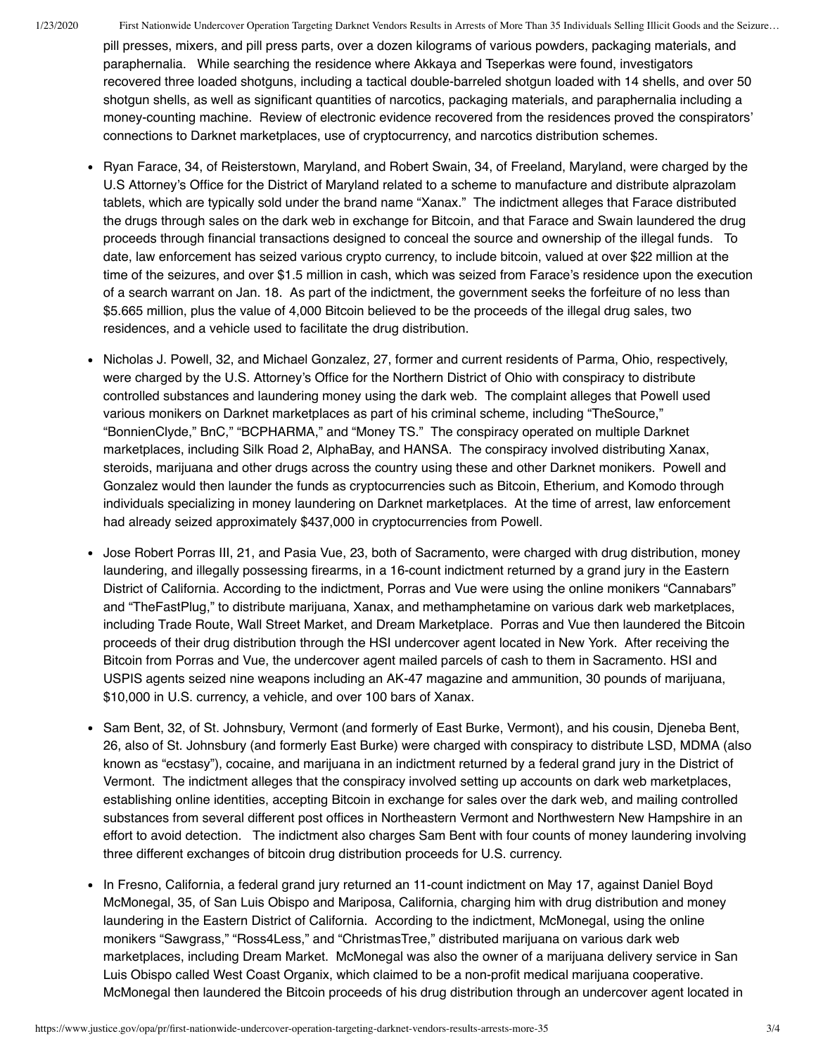pill presses, mixers, and pill press parts, over a dozen kilograms of various powders, packaging materials, and paraphernalia. While searching the residence where Akkaya and Tseperkas were found, investigators recovered three loaded shotguns, including a tactical double-barreled shotgun loaded with 14 shells, and over 50 shotgun shells, as well as significant quantities of narcotics, packaging materials, and paraphernalia including a money-counting machine. Review of electronic evidence recovered from the residences proved the conspirators' connections to Darknet marketplaces, use of cryptocurrency, and narcotics distribution schemes.

- Ryan Farace, 34, of Reisterstown, Maryland, and Robert Swain, 34, of Freeland, Maryland, were charged by the U.S Attorney's Office for the District of Maryland related to a scheme to manufacture and distribute alprazolam tablets, which are typically sold under the brand name "Xanax." The indictment alleges that Farace distributed the drugs through sales on the dark web in exchange for Bitcoin, and that Farace and Swain laundered the drug proceeds through financial transactions designed to conceal the source and ownership of the illegal funds. To date, law enforcement has seized various crypto currency, to include bitcoin, valued at over $22 million at the time of the seizures, and over $1.5 million in cash, which was seized from Farace's residence upon the execution of a search warrant on Jan. 18. As part of the indictment, the government seeks the forfeiture of no less than $5.665 million, plus the value of 4,000 Bitcoin believed to be the proceeds of the illegal drug sales, two residences, and a vehicle used to facilitate the drug distribution.
- Nicholas J. Powell, 32, and Michael Gonzalez, 27, former and current residents of Parma, Ohio, respectively, were charged by the U.S. Attorney's Office for the Northern District of Ohio with conspiracy to distribute controlled substances and laundering money using the dark web. The complaint alleges that Powell used various monikers on Darknet marketplaces as part of his criminal scheme, including "TheSource," "BonnienClyde," BnC," "BCPHARMA," and "Money TS." The conspiracy operated on multiple Darknet marketplaces, including Silk Road 2, AlphaBay, and HANSA. The conspiracy involved distributing Xanax, steroids, marijuana and other drugs across the country using these and other Darknet monikers. Powell and Gonzalez would then launder the funds as cryptocurrencies such as Bitcoin, Etherium, and Komodo through individuals specializing in money laundering on Darknet marketplaces. At the time of arrest, law enforcement had already seized approximately $437,000 in cryptocurrencies from Powell.
- Jose Robert Porras III, 21, and Pasia Vue, 23, both of Sacramento, were charged with drug distribution, money laundering, and illegally possessing firearms, in a 16-count indictment returned by a grand jury in the Eastern District of California. According to the indictment, Porras and Vue were using the online monikers "Cannabars" and "TheFastPlug," to distribute marijuana, Xanax, and methamphetamine on various dark web marketplaces, including Trade Route, Wall Street Market, and Dream Marketplace. Porras and Vue then laundered the Bitcoin proceeds of their drug distribution through the HSI undercover agent located in New York. After receiving the Bitcoin from Porras and Vue, the undercover agent mailed parcels of cash to them in Sacramento. HSI and USPIS agents seized nine weapons including an AK-47 magazine and ammunition, 30 pounds of marijuana, $10,000 in U.S. currency, a vehicle, and over 100 bars of Xanax.
- Sam Bent, 32, of St. Johnsbury, Vermont (and formerly of East Burke, Vermont), and his cousin, Djeneba Bent, 26, also of St. Johnsbury (and formerly East Burke) were charged with conspiracy to distribute LSD, MDMA (also known as "ecstasy"), cocaine, and marijuana in an indictment returned by a federal grand jury in the District of Vermont. The indictment alleges that the conspiracy involved setting up accounts on dark web marketplaces, establishing online identities, accepting Bitcoin in exchange for sales over the dark web, and mailing controlled substances from several different post offices in Northeastern Vermont and Northwestern New Hampshire in an effort to avoid detection. The indictment also charges Sam Bent with four counts of money laundering involving three different exchanges of bitcoin drug distribution proceeds for U.S. currency.
- In Fresno, California, a federal grand jury returned an 11-count indictment on May 17, against Daniel Boyd McMonegal, 35, of San Luis Obispo and Mariposa, California, charging him with drug distribution and money laundering in the Eastern District of California. According to the indictment, McMonegal, using the online monikers "Sawgrass," "Ross4Less," and "ChristmasTree," distributed marijuana on various dark web marketplaces, including Dream Market. McMonegal was also the owner of a marijuana delivery service in San Luis Obispo called West Coast Organix, which claimed to be a non-profit medical marijuana cooperative. McMonegal then laundered the Bitcoin proceeds of his drug distribution through an undercover agent located in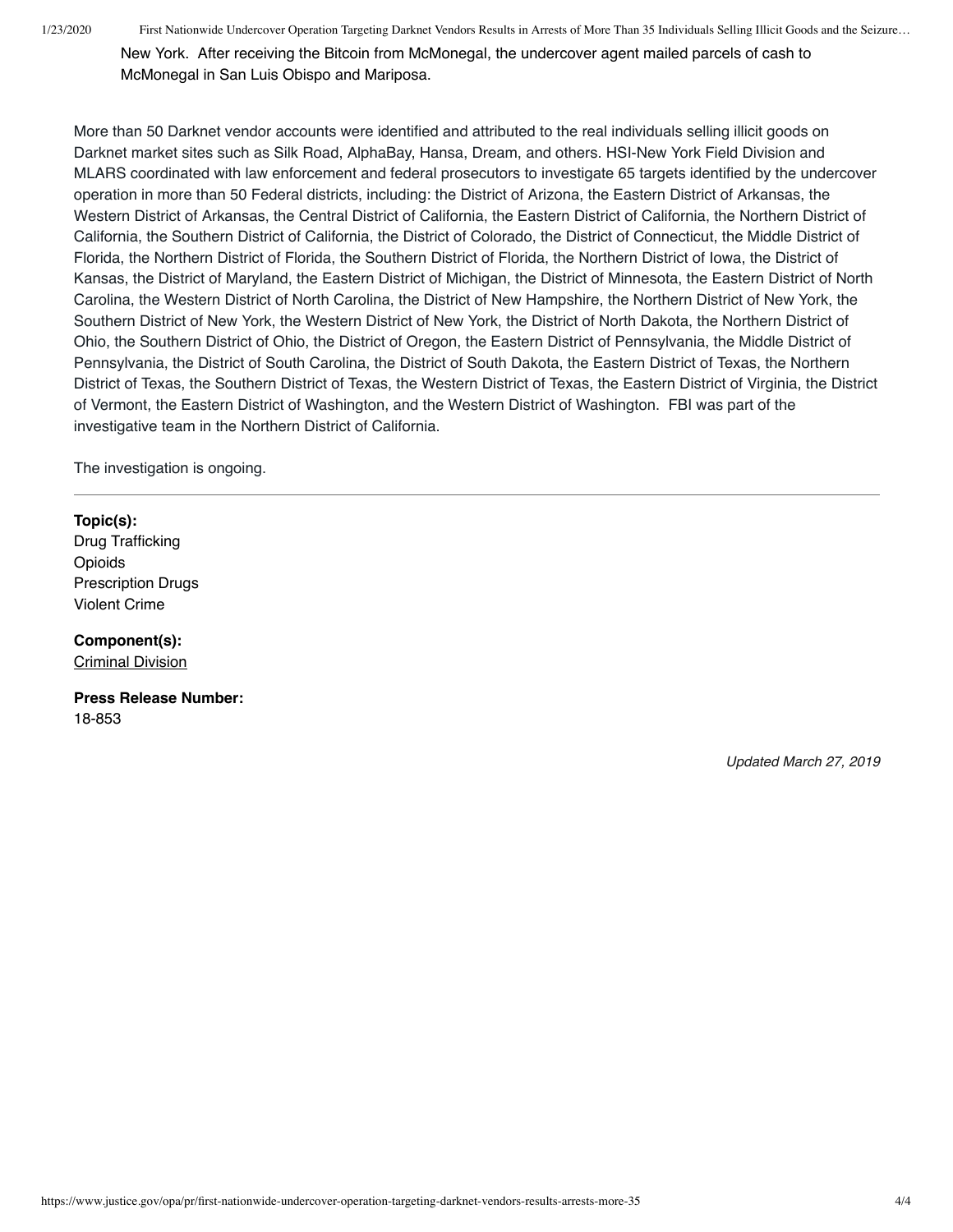New York. After receiving the Bitcoin from McMonegal, the undercover agent mailed parcels of cash to McMonegal in San Luis Obispo and Mariposa.

More than 50 Darknet vendor accounts were identified and attributed to the real individuals selling illicit goods on Darknet market sites such as Silk Road, AlphaBay, Hansa, Dream, and others. HSI-New York Field Division and MLARS coordinated with law enforcement and federal prosecutors to investigate 65 targets identified by the undercover operation in more than 50 Federal districts, including: the District of Arizona, the Eastern District of Arkansas, the Western District of Arkansas, the Central District of California, the Eastern District of California, the Northern District of California, the Southern District of California, the District of Colorado, the District of Connecticut, the Middle District of Florida, the Northern District of Florida, the Southern District of Florida, the Northern District of Iowa, the District of Kansas, the District of Maryland, the Eastern District of Michigan, the District of Minnesota, the Eastern District of North Carolina, the Western District of North Carolina, the District of New Hampshire, the Northern District of New York, the Southern District of New York, the Western District of New York, the District of North Dakota, the Northern District of Ohio, the Southern District of Ohio, the District of Oregon, the Eastern District of Pennsylvania, the Middle District of Pennsylvania, the District of South Carolina, the District of South Dakota, the Eastern District of Texas, the Northern District of Texas, the Southern District of Texas, the Western District of Texas, the Eastern District of Virginia, the District of Vermont, the Eastern District of Washington, and the Western District of Washington. FBI was part of the investigative team in the Northern District of California.

The investigation is ongoing.

---

**Topic(s):**
Drug Trafficking
Opioids
Prescription Drugs
Violent Crime

**Component(s):**
Criminal Division

**Press Release Number:**
18-853

*Updated March 27, 2019*